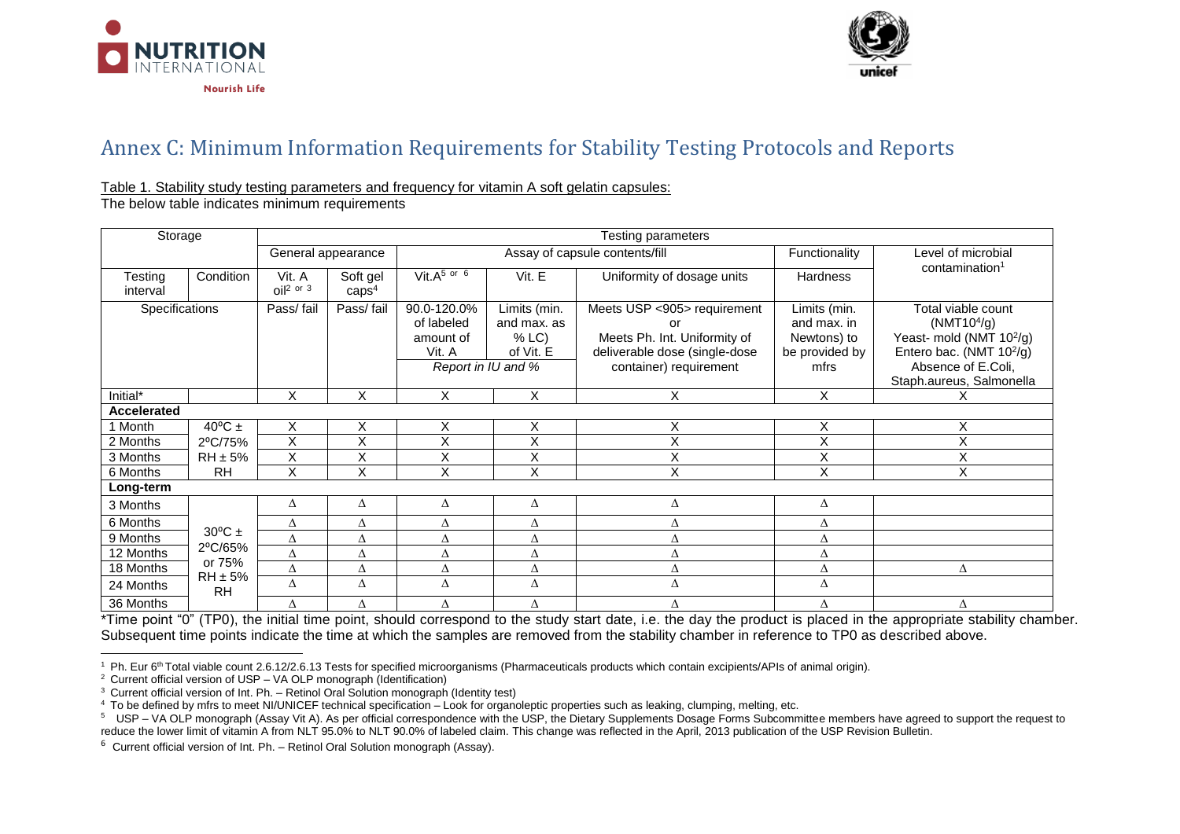# Annex C: Minimum Information Requirements for Stability Testing Protocols and Reports

Table 1. Stability study testing parameters and frequency for vitamin A soft gelatin capsules:

The below table indicates minimum requirements

| Storage | | Testing parameters | | | | | | |
|---|---|---|---|---|---|---|---|---|
| | | General appearance | | Assay of capsule contents/fill | | | Functionality | Level of microbial contamination[1] |
| Testing interval | Condition | Vit. A oil[2 or 3] | Soft gel caps[4] | Vit.A[5 or 6] | Vit. E | Uniformity of dosage units | Hardness | |
| Specifications | | Pass/ fail | Pass/ fail | 90.0-120.0% of labeled amount of Vit. A<br>*Report in IU and %* | Limits (min. and max. as % LC) of Vit. E | Meets USP <905> requirement or Meets Ph. Int. Uniformity of deliverable dose (single-dose container) requirement | Limits (min. and max. in Newtons) to be provided by mfrs | Total viable count ($NMT10^4$/g)<br>Yeast- mold (NMT $10^2$/g)<br>Entero bac. (NMT $10^2$/g)<br>Absence of E.Coli, Staph.aureus, Salmonella |
| Initial* | | X | X | X | X | X | X | X |
| **Accelerated** | | | | | | | | |
| 1 Month | 40ºC ± 2ºC/75% RH ± 5% RH | X | X | X | X | X | X | X |
| 2 Months | | X | X | X | X | X | X | X |
| 3 Months | | X | X | X | X | X | X | X |
| 6 Months | | X | X | X | X | X | X | X |
| **Long-term** | | | | | | | | |
| 3 Months | 30ºC ± 2ºC/65% or 75% RH ± 5% RH | Δ | Δ | Δ | Δ | Δ | Δ | |
| 6 Months | | Δ | Δ | Δ | Δ | Δ | Δ | |
| 9 Months | | Δ | Δ | Δ | Δ | Δ | Δ | |
| 12 Months | | Δ | Δ | Δ | Δ | Δ | Δ | |
| 18 Months | | Δ | Δ | Δ | Δ | Δ | Δ | Δ |
| 24 Months | | Δ | Δ | Δ | Δ | Δ | Δ | |
| 36 Months | | Δ | Δ | Δ | Δ | Δ | Δ | Δ |

*Time point "0" (TP0), the initial time point, should correspond to the study start date, i.e. the day the product is placed in the appropriate stability chamber. Subsequent time points indicate the time at which the samples are removed from the stability chamber in reference to TP0 as described above.

---

[1] Ph. Eur 6th Total viable count 2.6.12/2.6.13 Tests for specified microorganisms (Pharmaceuticals products which contain excipients/APIs of animal origin).

[2] Current official version of USP – VA OLP monograph (Identification)

[3] Current official version of Int. Ph. – Retinol Oral Solution monograph (Identity test)

[4] To be defined by mfrs to meet NI/UNICEF technical specification – Look for organoleptic properties such as leaking, clumping, melting, etc.

[5] USP – VA OLP monograph (Assay Vit A). As per official correspondence with the USP, the Dietary Supplements Dosage Forms Subcommittee members have agreed to support the request to reduce the lower limit of vitamin A from NLT 95.0% to NLT 90.0% of labeled claim. This change was reflected in the April, 2013 publication of the USP Revision Bulletin.

[6] Current official version of Int. Ph. – Retinol Oral Solution monograph (Assay).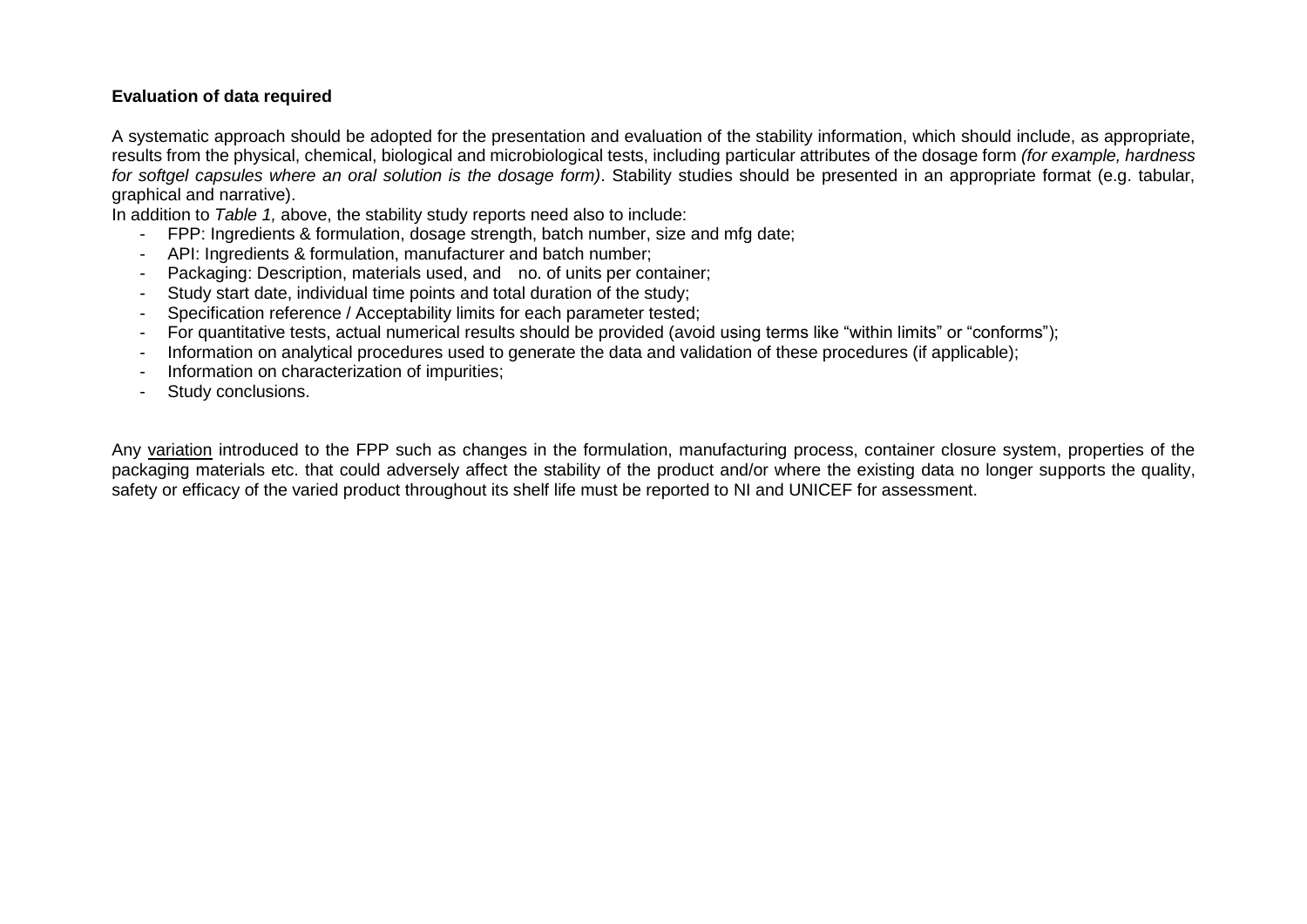**Evaluation of data required**

A systematic approach should be adopted for the presentation and evaluation of the stability information, which should include, as appropriate, results from the physical, chemical, biological and microbiological tests, including particular attributes of the dosage form *(for example, hardness for softgel capsules where an oral solution is the dosage form)*. Stability studies should be presented in an appropriate format (e.g. tabular, graphical and narrative).

In addition to *Table 1,* above, the stability study reports need also to include:

- FPP: Ingredients & formulation, dosage strength, batch number, size and mfg date;
- API: Ingredients & formulation, manufacturer and batch number;
- Packaging: Description, materials used, and no. of units per container;
- Study start date, individual time points and total duration of the study;
- Specification reference / Acceptability limits for each parameter tested;
- For quantitative tests, actual numerical results should be provided (avoid using terms like "within limits" or "conforms");
- Information on analytical procedures used to generate the data and validation of these procedures (if applicable);
- Information on characterization of impurities;
- Study conclusions.

Any variation introduced to the FPP such as changes in the formulation, manufacturing process, container closure system, properties of the packaging materials etc. that could adversely affect the stability of the product and/or where the existing data no longer supports the quality, safety or efficacy of the varied product throughout its shelf life must be reported to NI and UNICEF for assessment.